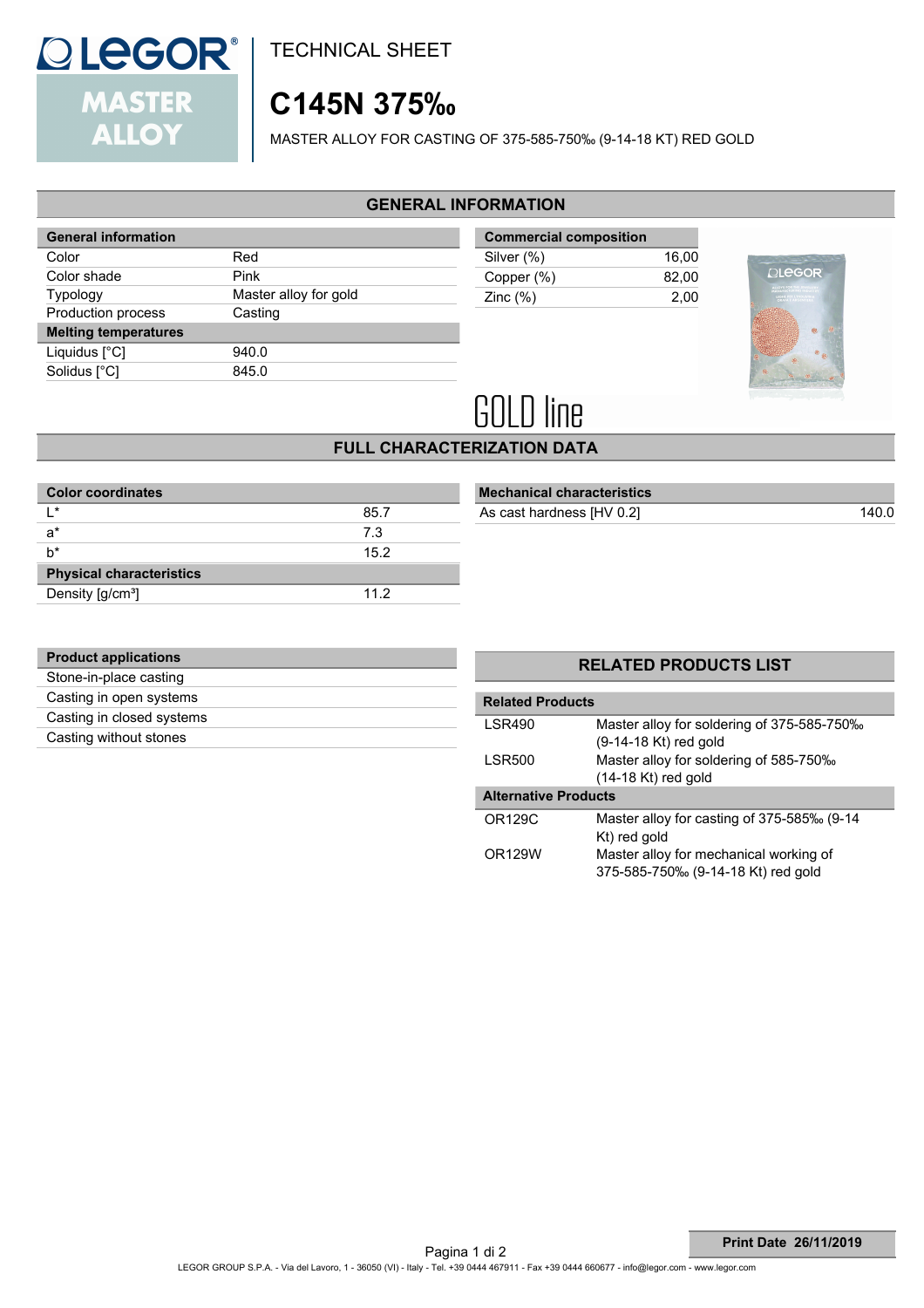TECHNICAL SHEET

# C145N 375‰

MASTER ALLOY FOR CASTING OF 375-585-750‰ (9-14-18 KT) RED GOLD

## GENERAL INFORMATION

| General information | |
|---|---|
| Color | Red |
| Color shade | Pink |
| Typology | Master alloy for gold |
| Production process | Casting |
| **Melting temperatures** | |
| Liquidus [°C] | 940.0 |
| Solidus [°C] | 845.0 |

| Commercial composition | |
|---|---|
| Silver (%) | 16,00 |
| Copper (%) | 82,00 |
| Zinc (%) | 2,00 |

GOLD line

## FULL CHARACTERIZATION DATA

| Color coordinates | |
|---|---|
| L* | 85.7 |
| a* | 7.3 |
| b* | 15.2 |
| **Physical characteristics** | |
| Density [g/cm³] | 11.2 |

| Mechanical characteristics | |
|---|---|
| As cast hardness [HV 0.2] | 140.0 |

| Product applications |
|---|
| Stone-in-place casting |
| Casting in open systems |
| Casting in closed systems |
| Casting without stones |

## RELATED PRODUCTS LIST

| Related Products | |
|---|---|
| LSR490 | Master alloy for soldering of 375-585-750‰ (9-14-18 Kt) red gold |
| LSR500 | Master alloy for soldering of 585-750‰ (14-18 Kt) red gold |
| **Alternative Products** | |
| OR129C | Master alloy for casting of 375-585‰ (9-14 Kt) red gold |
| OR129W | Master alloy for mechanical working of 375-585-750‰ (9-14-18 Kt) red gold |

Print Date 26/11/2019

LEGOR GROUP S.P.A. - Via del Lavoro, 1 - 36050 (VI) - Italy - Tel. +39 0444 467911 - Fax +39 0444 660677 - info@legor.com - www.legor.com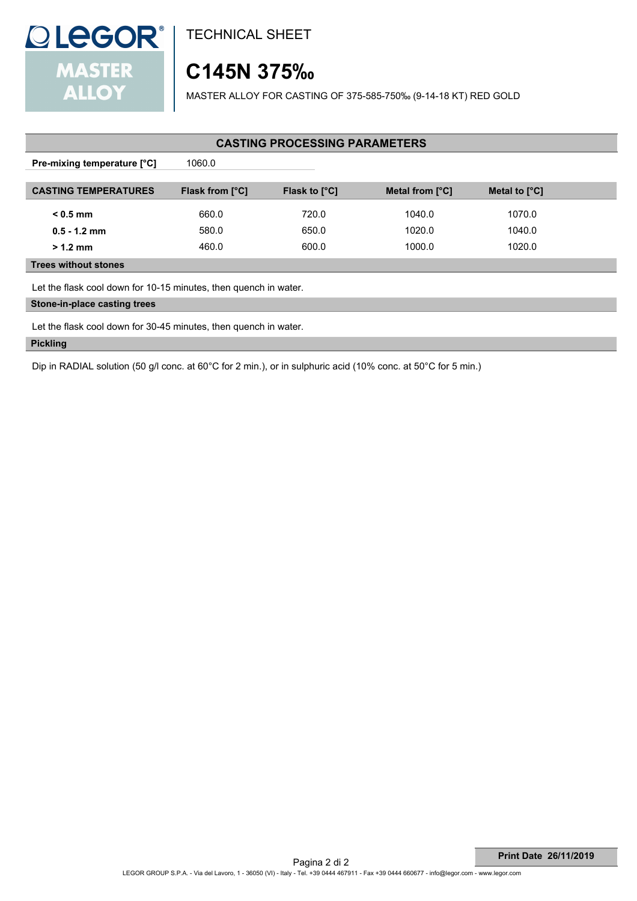TECHNICAL SHEET

# C145N 375‰

MASTER ALLOY FOR CASTING OF 375-585-750‰ (9-14-18 KT) RED GOLD

## CASTING PROCESSING PARAMETERS

**Pre-mixing temperature [°C]** 1060.0

| CASTING TEMPERATURES | Flask from [°C] | Flask to [°C] | Metal from [°C] | Metal to [°C] |
|---|---|---|---|---|
| **< 0.5 mm** | 660.0 | 720.0 | 1040.0 | 1070.0 |
| **0.5 - 1.2 mm** | 580.0 | 650.0 | 1020.0 | 1040.0 |
| **> 1.2 mm** | 460.0 | 600.0 | 1000.0 | 1020.0 |

### Trees without stones

Let the flask cool down for 10-15 minutes, then quench in water.

### Stone-in-place casting trees

Let the flask cool down for 30-45 minutes, then quench in water.

### Pickling

Dip in RADIAL solution (50 g/l conc. at 60°C for 2 min.), or in sulphuric acid (10% conc. at 50°C for 5 min.)

**Print Date 26/11/2019**

LEGOR GROUP S.P.A. - Via del Lavoro, 1 - 36050 (VI) - Italy - Tel. +39 0444 467911 - Fax +39 0444 660677 - info@legor.com - www.legor.com